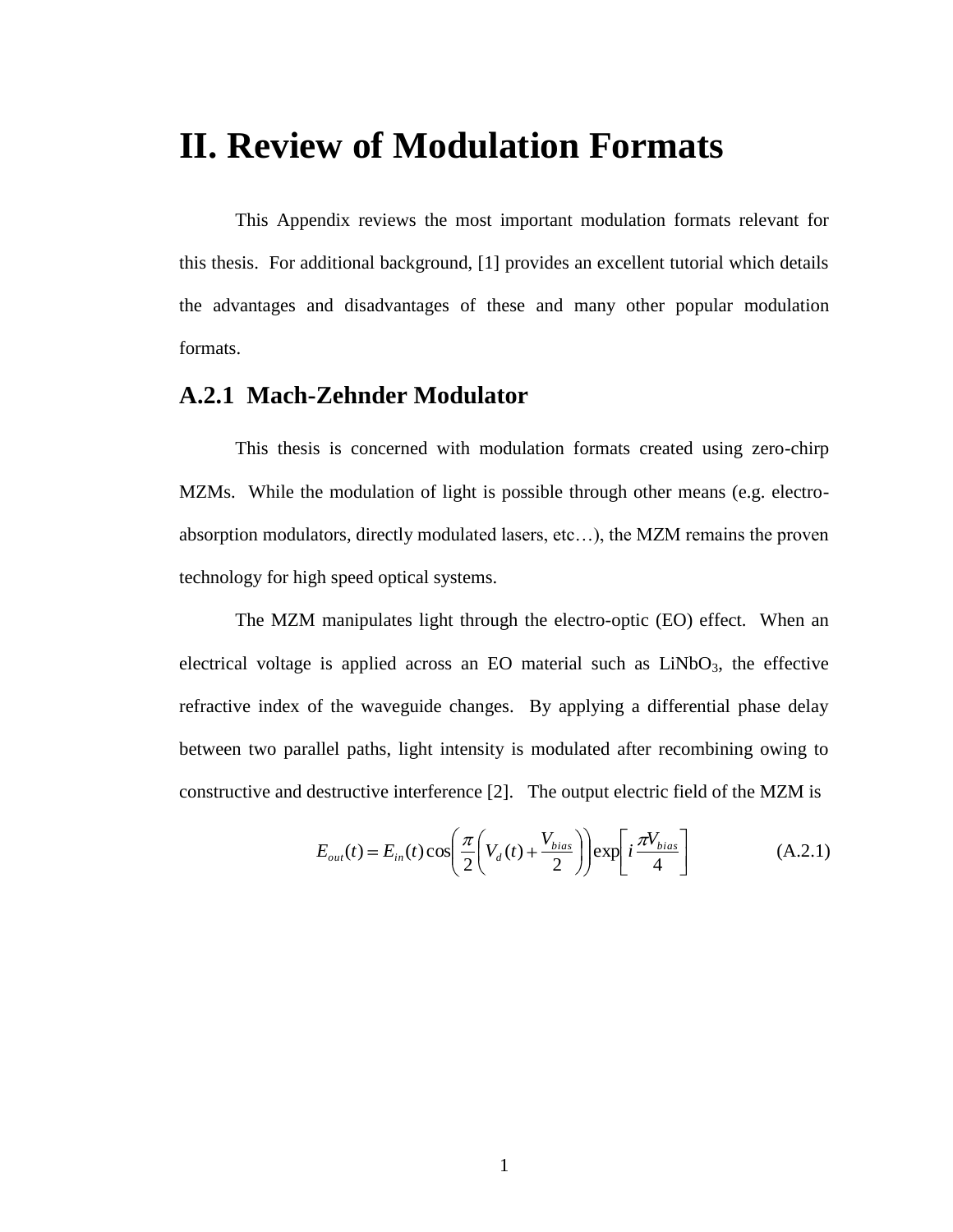# II. Review of Modulation Formats

This Appendix reviews the most important modulation formats relevant for this thesis. For additional background, [1] provides an excellent tutorial which details the advantages and disadvantages of these and many other popular modulation formats.

## A.2.1 Mach-Zehnder Modulator

This thesis is concerned with modulation formats created using zero-chirp MZMs. While the modulation of light is possible through other means (e.g. electro-absorption modulators, directly modulated lasers, etc…), the MZM remains the proven technology for high speed optical systems.

The MZM manipulates light through the electro-optic (EO) effect. When an electrical voltage is applied across an EO material such as $LiNbO_3$, the effective refractive index of the waveguide changes. By applying a differential phase delay between two parallel paths, light intensity is modulated after recombining owing to constructive and destructive interference [2]. The output electric field of the MZM is

$$E_{out}(t) = E_{in}(t)\cos\left(\frac{\pi}{2}\left(V_d(t) + \frac{V_{bias}}{2}\right)\right)\exp\left[i\frac{\pi V_{bias}}{4}\right] \tag{A.2.1}$$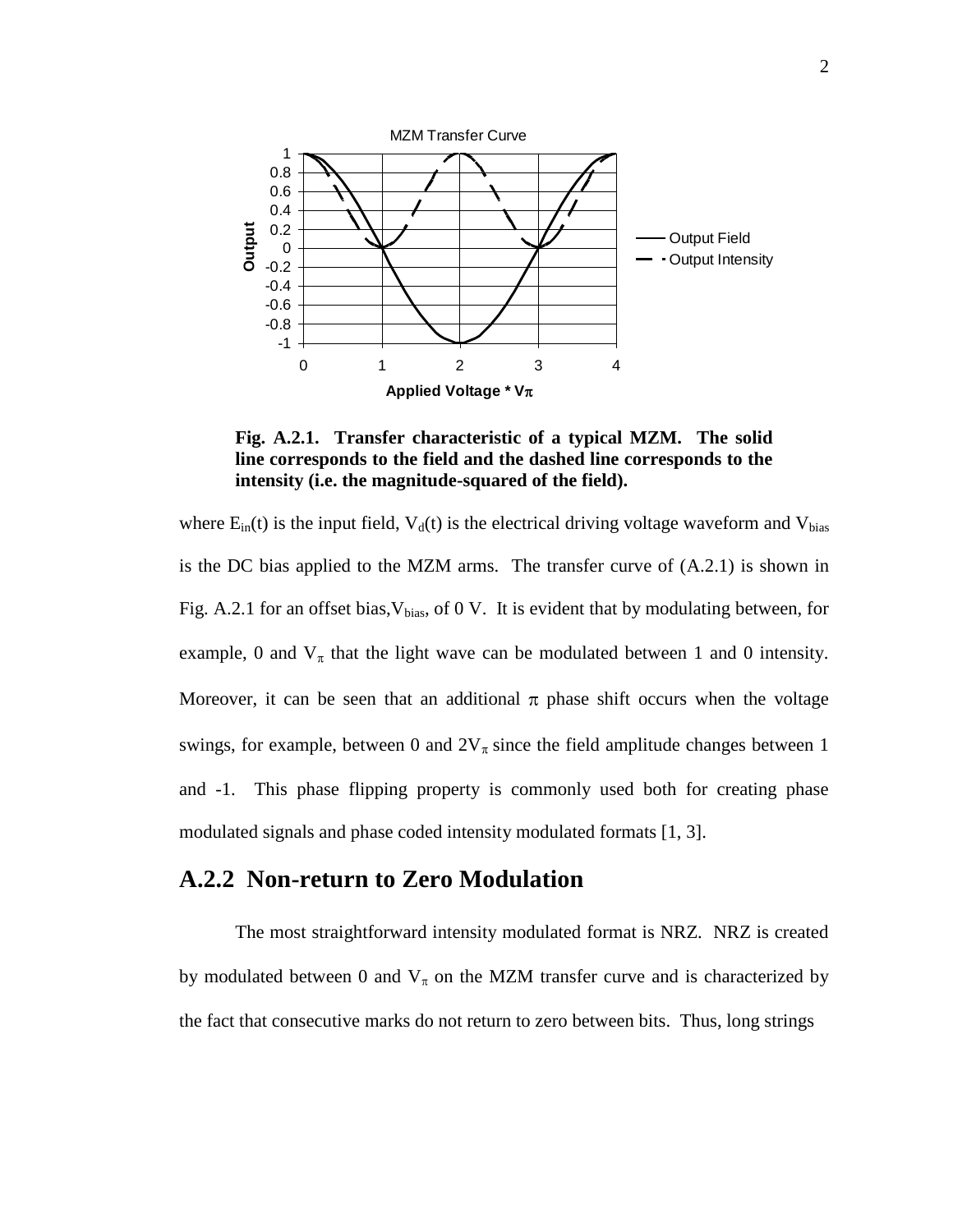Fig. A.2.1. Transfer characteristic of a typical MZM. The solid line corresponds to the field and the dashed line corresponds to the intensity (i.e. the magnitude-squared of the field).

where $E_{in}(t)$ is the input field, $V_d(t)$ is the electrical driving voltage waveform and $V_{bias}$ is the DC bias applied to the MZM arms. The transfer curve of (A.2.1) is shown in Fig. A.2.1 for an offset bias, $V_{bias}$, of 0 V. It is evident that by modulating between, for example, 0 and $V_\pi$ that the light wave can be modulated between 1 and 0 intensity. Moreover, it can be seen that an additional $\pi$ phase shift occurs when the voltage swings, for example, between 0 and $2V_\pi$ since the field amplitude changes between 1 and -1. This phase flipping property is commonly used both for creating phase modulated signals and phase coded intensity modulated formats [1, 3].

## A.2.2 Non-return to Zero Modulation

The most straightforward intensity modulated format is NRZ. NRZ is created by modulated between 0 and $V_\pi$ on the MZM transfer curve and is characterized by the fact that consecutive marks do not return to zero between bits. Thus, long strings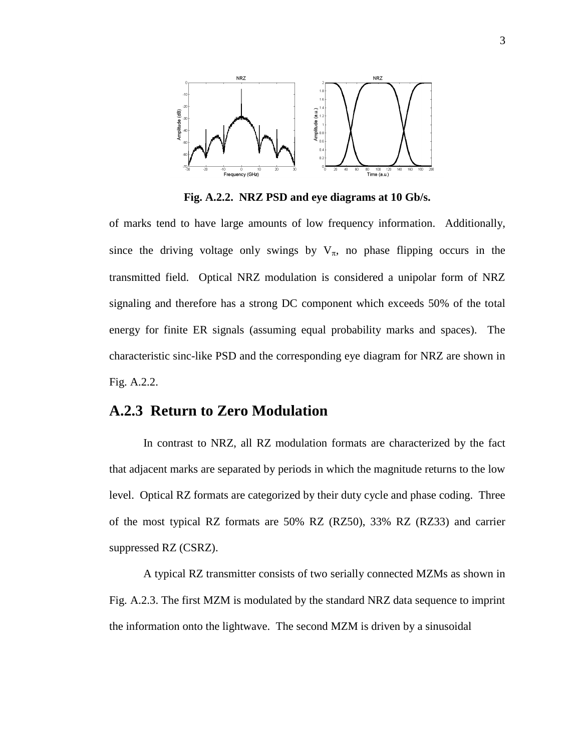**Fig. A.2.2. NRZ PSD and eye diagrams at 10 Gb/s.**

of marks tend to have large amounts of low frequency information. Additionally, since the driving voltage only swings by $V_{\pi}$, no phase flipping occurs in the transmitted field. Optical NRZ modulation is considered a unipolar form of NRZ signaling and therefore has a strong DC component which exceeds 50% of the total energy for finite ER signals (assuming equal probability marks and spaces). The characteristic sinc-like PSD and the corresponding eye diagram for NRZ are shown in Fig. A.2.2.

## A.2.3 Return to Zero Modulation

In contrast to NRZ, all RZ modulation formats are characterized by the fact that adjacent marks are separated by periods in which the magnitude returns to the low level. Optical RZ formats are categorized by their duty cycle and phase coding. Three of the most typical RZ formats are 50% RZ (RZ50), 33% RZ (RZ33) and carrier suppressed RZ (CSRZ).

A typical RZ transmitter consists of two serially connected MZMs as shown in Fig. A.2.3. The first MZM is modulated by the standard NRZ data sequence to imprint the information onto the lightwave. The second MZM is driven by a sinusoidal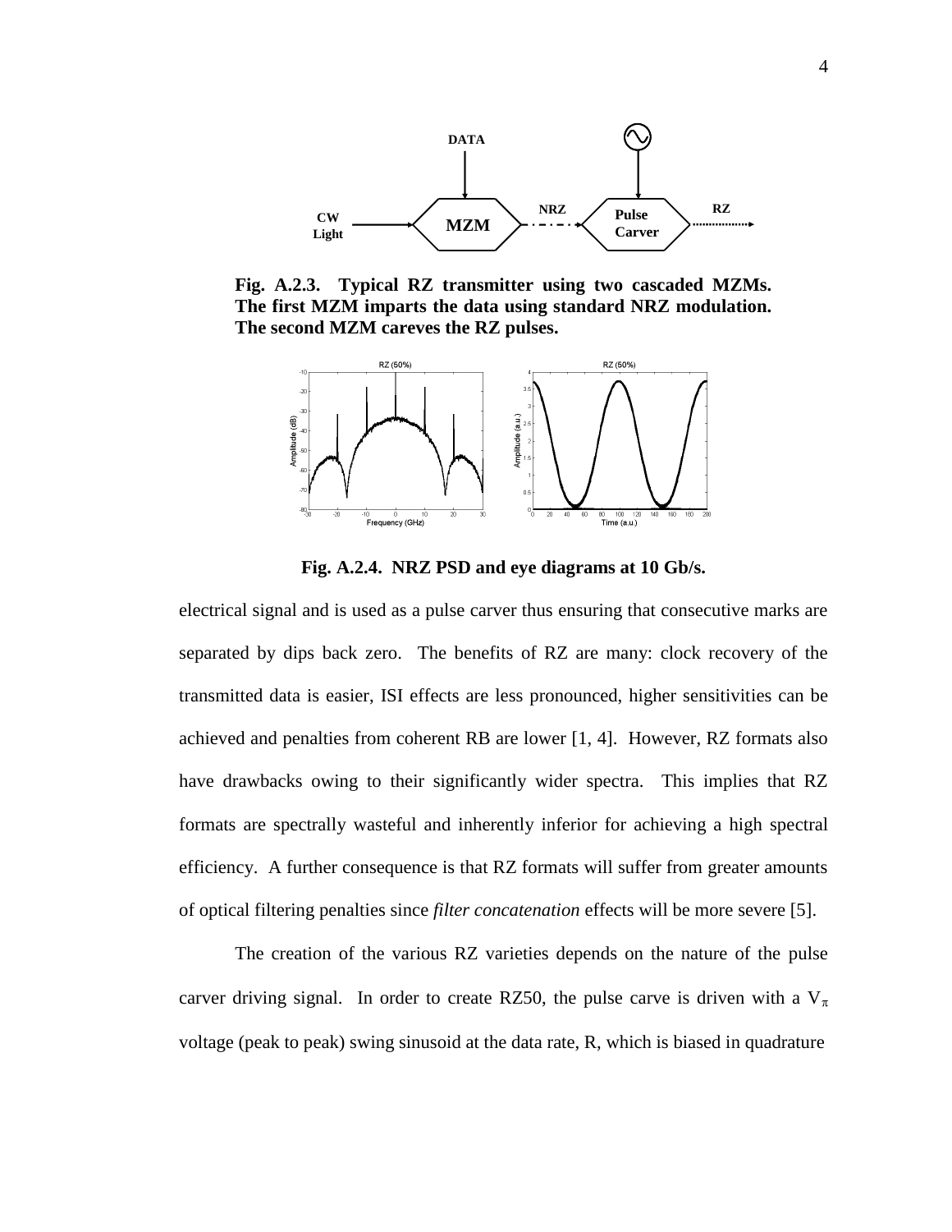**Fig. A.2.3. Typical RZ transmitter using two cascaded MZMs. The first MZM imparts the data using standard NRZ modulation. The second MZM careves the RZ pulses.**

**Fig. A.2.4. NRZ PSD and eye diagrams at 10 Gb/s.**

electrical signal and is used as a pulse carver thus ensuring that consecutive marks are separated by dips back zero. The benefits of RZ are many: clock recovery of the transmitted data is easier, ISI effects are less pronounced, higher sensitivities can be achieved and penalties from coherent RB are lower [1, 4]. However, RZ formats also have drawbacks owing to their significantly wider spectra. This implies that RZ formats are spectrally wasteful and inherently inferior for achieving a high spectral efficiency. A further consequence is that RZ formats will suffer from greater amounts of optical filtering penalties since *filter concatenation* effects will be more severe [5].

The creation of the various RZ varieties depends on the nature of the pulse carver driving signal. In order to create RZ50, the pulse carve is driven with a $V_{\pi}$ voltage (peak to peak) swing sinusoid at the data rate, R, which is biased in quadrature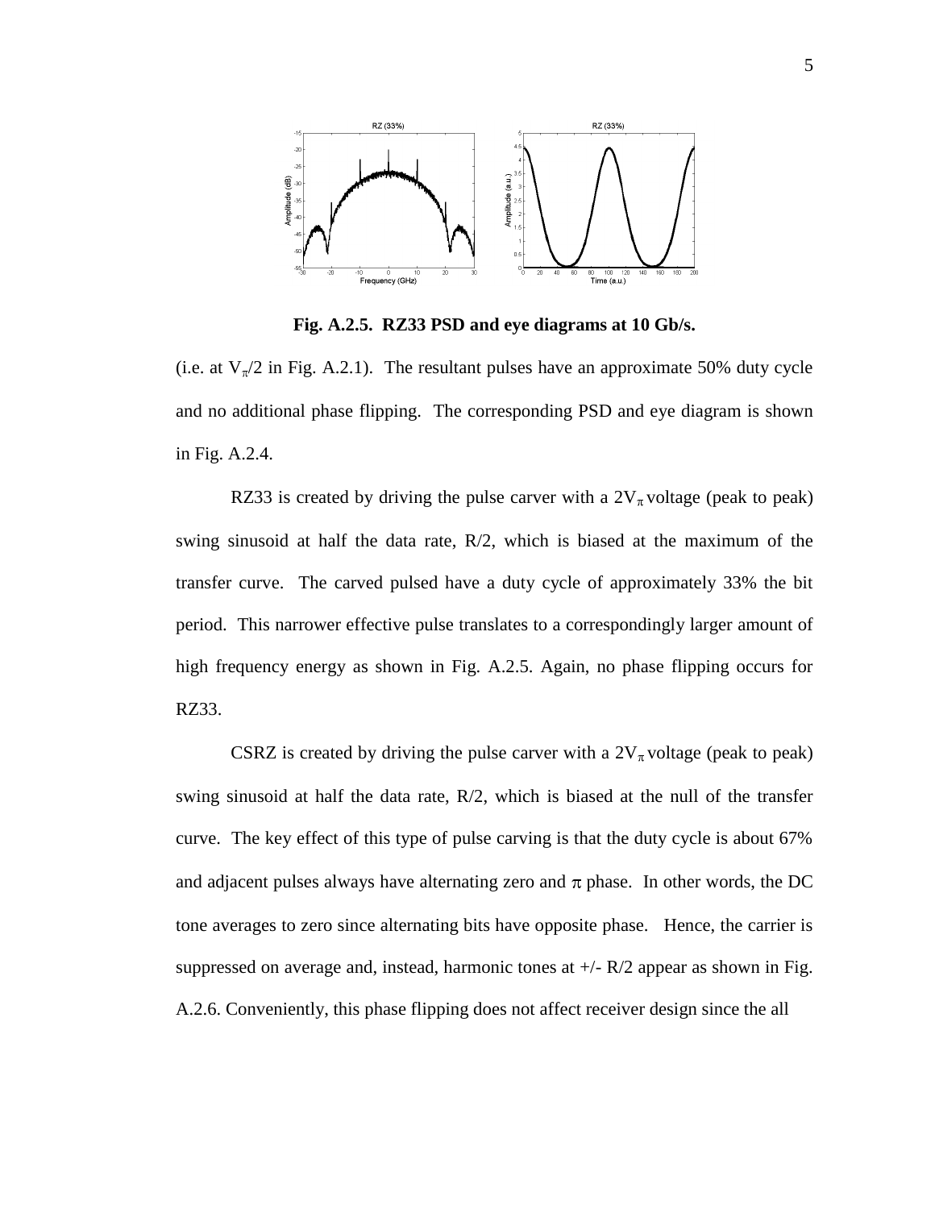**Fig. A.2.5. RZ33 PSD and eye diagrams at 10 Gb/s.**

(i.e. at $V_{\pi}/2$ in Fig. A.2.1). The resultant pulses have an approximate 50% duty cycle and no additional phase flipping. The corresponding PSD and eye diagram is shown in Fig. A.2.4.

RZ33 is created by driving the pulse carver with a $2V_{\pi}$ voltage (peak to peak) swing sinusoid at half the data rate, R/2, which is biased at the maximum of the transfer curve. The carved pulsed have a duty cycle of approximately 33% the bit period. This narrower effective pulse translates to a correspondingly larger amount of high frequency energy as shown in Fig. A.2.5. Again, no phase flipping occurs for RZ33.

CSRZ is created by driving the pulse carver with a $2V_{\pi}$ voltage (peak to peak) swing sinusoid at half the data rate, R/2, which is biased at the null of the transfer curve. The key effect of this type of pulse carving is that the duty cycle is about 67% and adjacent pulses always have alternating zero and $\pi$ phase. In other words, the DC tone averages to zero since alternating bits have opposite phase. Hence, the carrier is suppressed on average and, instead, harmonic tones at +/- R/2 appear as shown in Fig. A.2.6. Conveniently, this phase flipping does not affect receiver design since the all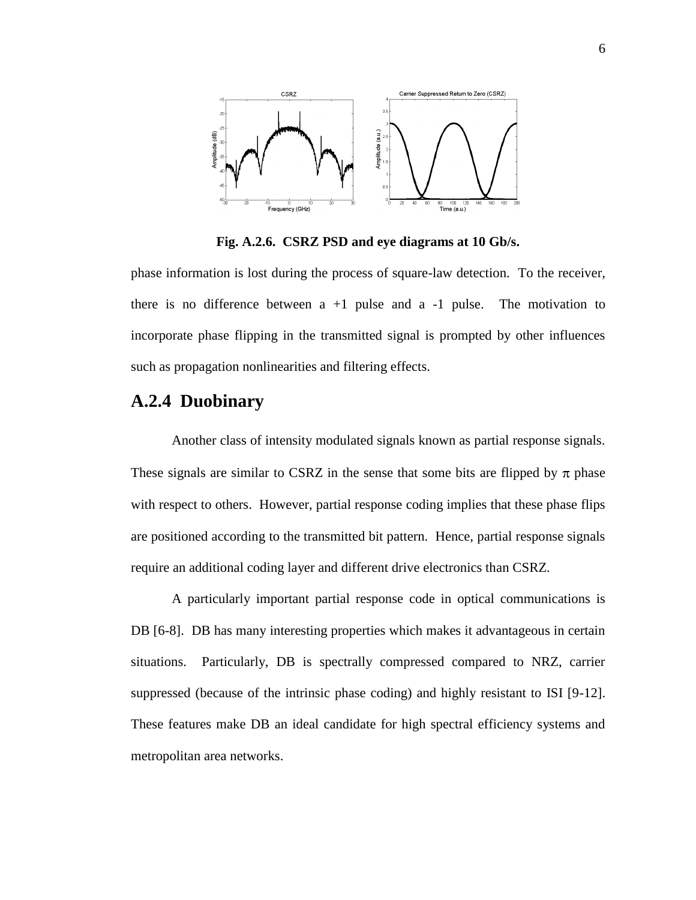Fig. A.2.6. CSRZ PSD and eye diagrams at 10 Gb/s.

phase information is lost during the process of square-law detection. To the receiver, there is no difference between a +1 pulse and a -1 pulse. The motivation to incorporate phase flipping in the transmitted signal is prompted by other influences such as propagation nonlinearities and filtering effects.

## A.2.4 Duobinary

Another class of intensity modulated signals known as partial response signals. These signals are similar to CSRZ in the sense that some bits are flipped by $\pi$ phase with respect to others. However, partial response coding implies that these phase flips are positioned according to the transmitted bit pattern. Hence, partial response signals require an additional coding layer and different drive electronics than CSRZ.

A particularly important partial response code in optical communications is DB [6-8]. DB has many interesting properties which makes it advantageous in certain situations. Particularly, DB is spectrally compressed compared to NRZ, carrier suppressed (because of the intrinsic phase coding) and highly resistant to ISI [9-12]. These features make DB an ideal candidate for high spectral efficiency systems and metropolitan area networks.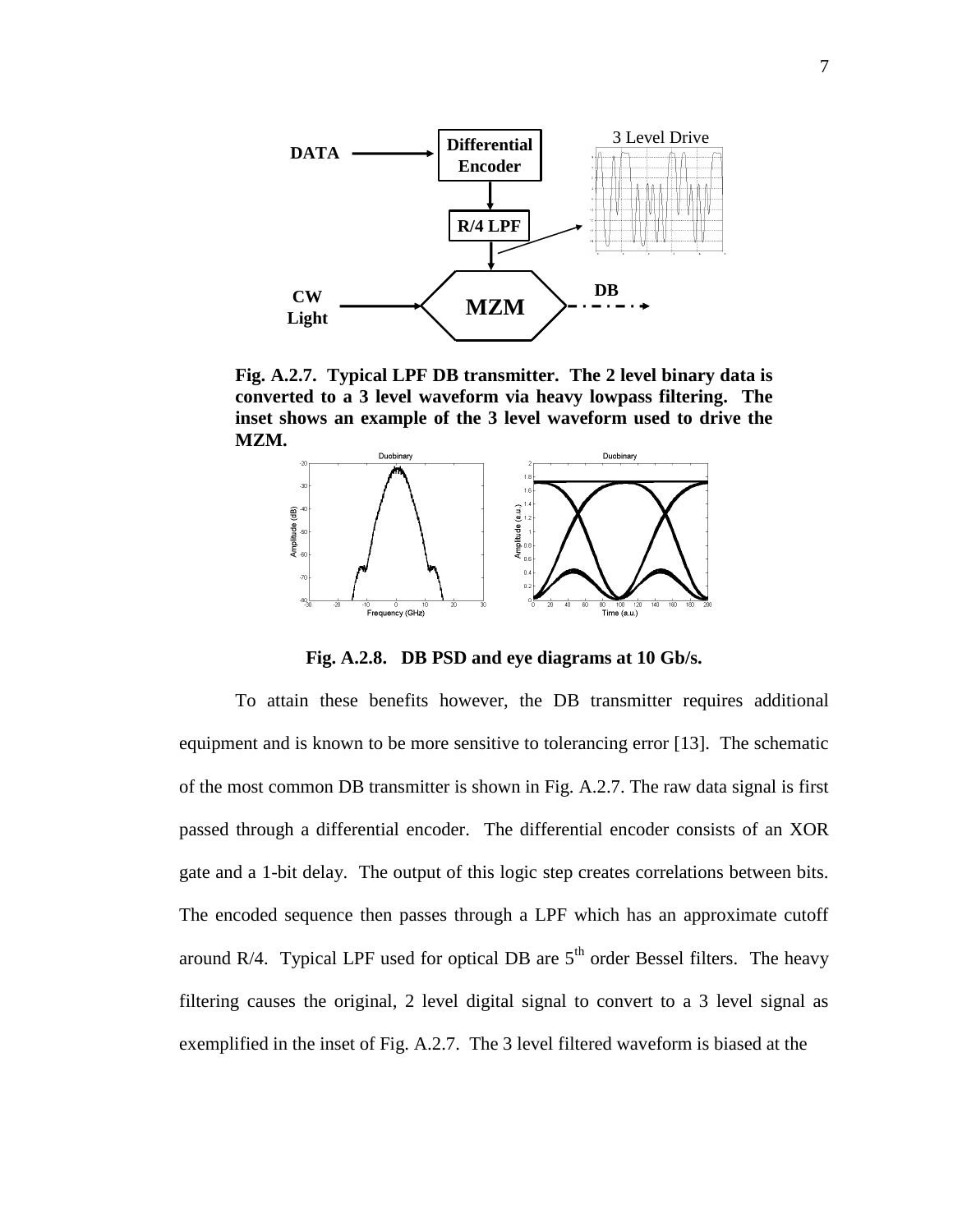**Fig. A.2.7. Typical LPF DB transmitter. The 2 level binary data is converted to a 3 level waveform via heavy lowpass filtering. The inset shows an example of the 3 level waveform used to drive the MZM.**

**Fig. A.2.8. DB PSD and eye diagrams at 10 Gb/s.**

To attain these benefits however, the DB transmitter requires additional equipment and is known to be more sensitive to tolerancing error [13]. The schematic of the most common DB transmitter is shown in Fig. A.2.7. The raw data signal is first passed through a differential encoder. The differential encoder consists of an XOR gate and a 1-bit delay. The output of this logic step creates correlations between bits. The encoded sequence then passes through a LPF which has an approximate cutoff around R/4. Typical LPF used for optical DB are 5[th] order Bessel filters. The heavy filtering causes the original, 2 level digital signal to convert to a 3 level signal as exemplified in the inset of Fig. A.2.7. The 3 level filtered waveform is biased at the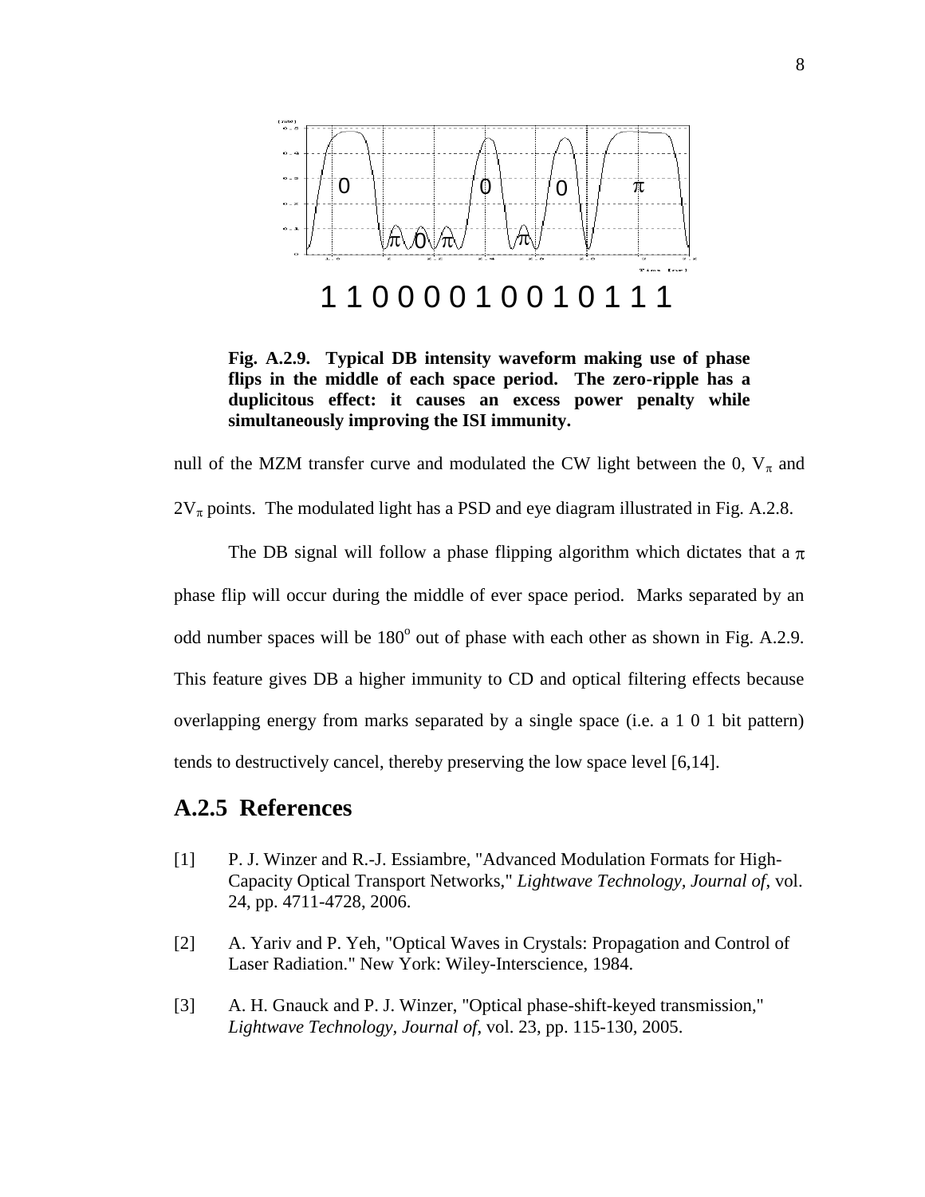1 1 0 0 0 0 1 0 0 1 0 1 1 1

**Fig. A.2.9. Typical DB intensity waveform making use of phase flips in the middle of each space period. The zero-ripple has a duplicitous effect: it causes an excess power penalty while simultaneously improving the ISI immunity.**

null of the MZM transfer curve and modulated the CW light between the 0, $V_\pi$ and $2V_\pi$ points. The modulated light has a PSD and eye diagram illustrated in Fig. A.2.8.

The DB signal will follow a phase flipping algorithm which dictates that a $\pi$ phase flip will occur during the middle of ever space period. Marks separated by an odd number spaces will be $180^o$ out of phase with each other as shown in Fig. A.2.9. This feature gives DB a higher immunity to CD and optical filtering effects because overlapping energy from marks separated by a single space (i.e. a 1 0 1 bit pattern) tends to destructively cancel, thereby preserving the low space level [6,14].

## A.2.5 References

[1] P. J. Winzer and R.-J. Essiambre, "Advanced Modulation Formats for High-Capacity Optical Transport Networks," *Lightwave Technology, Journal of*, vol. 24, pp. 4711-4728, 2006.

[2] A. Yariv and P. Yeh, "Optical Waves in Crystals: Propagation and Control of Laser Radiation." New York: Wiley-Interscience, 1984.

[3] A. H. Gnauck and P. J. Winzer, "Optical phase-shift-keyed transmission," *Lightwave Technology, Journal of*, vol. 23, pp. 115-130, 2005.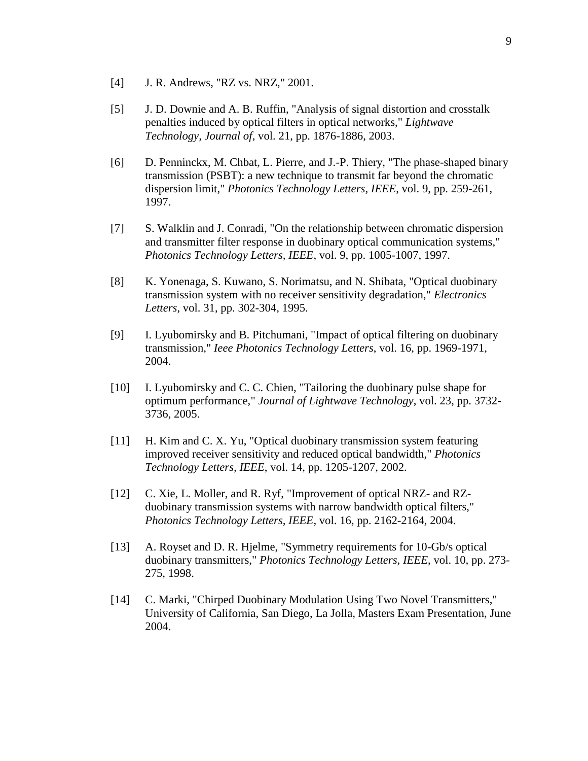[4] J. R. Andrews, "RZ vs. NRZ," 2001.

[5] J. D. Downie and A. B. Ruffin, "Analysis of signal distortion and crosstalk penalties induced by optical filters in optical networks," *Lightwave Technology, Journal of*, vol. 21, pp. 1876-1886, 2003.

[6] D. Penninckx, M. Chbat, L. Pierre, and J.-P. Thiery, "The phase-shaped binary transmission (PSBT): a new technique to transmit far beyond the chromatic dispersion limit," *Photonics Technology Letters, IEEE*, vol. 9, pp. 259-261, 1997.

[7] S. Walklin and J. Conradi, "On the relationship between chromatic dispersion and transmitter filter response in duobinary optical communication systems," *Photonics Technology Letters, IEEE*, vol. 9, pp. 1005-1007, 1997.

[8] K. Yonenaga, S. Kuwano, S. Norimatsu, and N. Shibata, "Optical duobinary transmission system with no receiver sensitivity degradation," *Electronics Letters*, vol. 31, pp. 302-304, 1995.

[9] I. Lyubomirsky and B. Pitchumani, "Impact of optical filtering on duobinary transmission," *Ieee Photonics Technology Letters*, vol. 16, pp. 1969-1971, 2004.

[10] I. Lyubomirsky and C. C. Chien, "Tailoring the duobinary pulse shape for optimum performance," *Journal of Lightwave Technology*, vol. 23, pp. 3732-3736, 2005.

[11] H. Kim and C. X. Yu, "Optical duobinary transmission system featuring improved receiver sensitivity and reduced optical bandwidth," *Photonics Technology Letters, IEEE*, vol. 14, pp. 1205-1207, 2002.

[12] C. Xie, L. Moller, and R. Ryf, "Improvement of optical NRZ- and RZ-duobinary transmission systems with narrow bandwidth optical filters," *Photonics Technology Letters, IEEE*, vol. 16, pp. 2162-2164, 2004.

[13] A. Royset and D. R. Hjelme, "Symmetry requirements for 10-Gb/s optical duobinary transmitters," *Photonics Technology Letters, IEEE*, vol. 10, pp. 273-275, 1998.

[14] C. Marki, "Chirped Duobinary Modulation Using Two Novel Transmitters," University of California, San Diego, La Jolla, Masters Exam Presentation, June 2004.